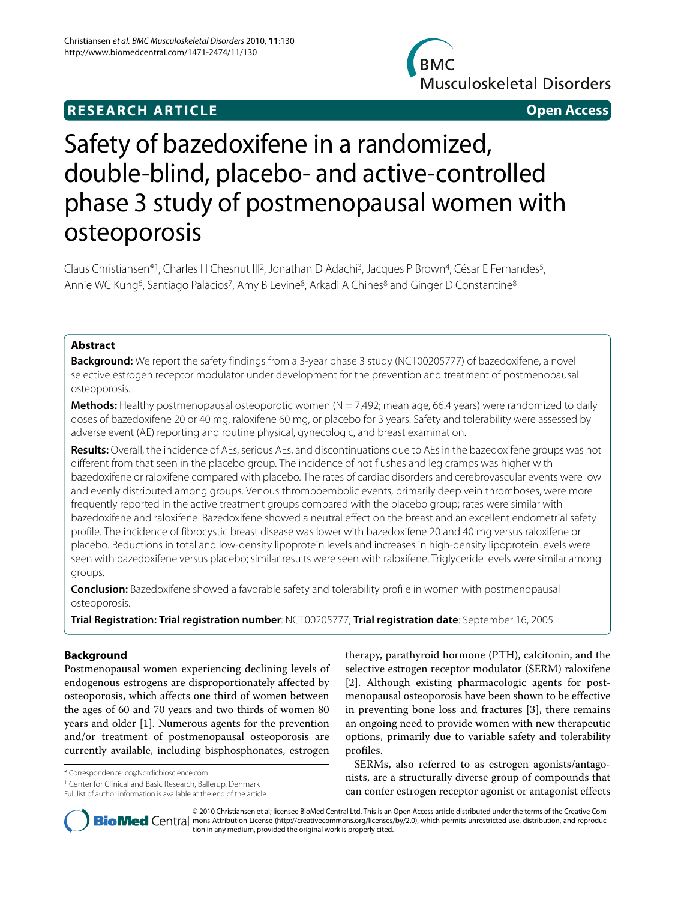**RESEARCH ARTICLE** **Open Access**

# Safety of bazedoxifene in a randomized, double-blind, placebo- and active-controlled phase 3 study of postmenopausal women with osteoporosis

Claus Christiansen*[1], Charles H Chesnut III[2], Jonathan D Adachi[3], Jacques P Brown[4], César E Fernandes[5], Annie WC Kung[6], Santiago Palacios[7], Amy B Levine[8], Arkadi A Chines[8] and Ginger D Constantine[8]

## Abstract

**Background:** We report the safety findings from a 3-year phase 3 study (NCT00205777) of bazedoxifene, a novel selective estrogen receptor modulator under development for the prevention and treatment of postmenopausal osteoporosis.

**Methods:** Healthy postmenopausal osteoporotic women (N = 7,492; mean age, 66.4 years) were randomized to daily doses of bazedoxifene 20 or 40 mg, raloxifene 60 mg, or placebo for 3 years. Safety and tolerability were assessed by adverse event (AE) reporting and routine physical, gynecologic, and breast examination.

**Results:** Overall, the incidence of AEs, serious AEs, and discontinuations due to AEs in the bazedoxifene groups was not different from that seen in the placebo group. The incidence of hot flushes and leg cramps was higher with bazedoxifene or raloxifene compared with placebo. The rates of cardiac disorders and cerebrovascular events were low and evenly distributed among groups. Venous thromboembolic events, primarily deep vein thromboses, were more frequently reported in the active treatment groups compared with the placebo group; rates were similar with bazedoxifene and raloxifene. Bazedoxifene showed a neutral effect on the breast and an excellent endometrial safety profile. The incidence of fibrocystic breast disease was lower with bazedoxifene 20 and 40 mg versus raloxifene or placebo. Reductions in total and low-density lipoprotein levels and increases in high-density lipoprotein levels were seen with bazedoxifene versus placebo; similar results were seen with raloxifene. Triglyceride levels were similar among groups.

**Conclusion:** Bazedoxifene showed a favorable safety and tolerability profile in women with postmenopausal osteoporosis.

**Trial Registration: Trial registration number**: NCT00205777; **Trial registration date**: September 16, 2005

## Background

Postmenopausal women experiencing declining levels of endogenous estrogens are disproportionately affected by osteoporosis, which affects one third of women between the ages of 60 and 70 years and two thirds of women 80 years and older [1]. Numerous agents for the prevention and/or treatment of postmenopausal osteoporosis are currently available, including bisphosphonates, estrogen therapy, parathyroid hormone (PTH), calcitonin, and the selective estrogen receptor modulator (SERM) raloxifene [2]. Although existing pharmacologic agents for postmenopausal osteoporosis have been shown to be effective in preventing bone loss and fractures [3], there remains an ongoing need to provide women with new therapeutic options, primarily due to variable safety and tolerability profiles.

SERMs, also referred to as estrogen agonists/antagonists, are a structurally diverse group of compounds that can confer estrogen receptor agonist or antagonist effects

\* Correspondence: cc@Nordicbioscience.com

[1] Center for Clinical and Basic Research, Ballerup, Denmark

Full list of author information is available at the end of the article

© 2010 Christiansen et al; licensee BioMed Central Ltd. This is an Open Access article distributed under the terms of the Creative Commons Attribution License (http://creativecommons.org/licenses/by/2.0), which permits unrestricted use, distribution, and reproduction in any medium, provided the original work is properly cited.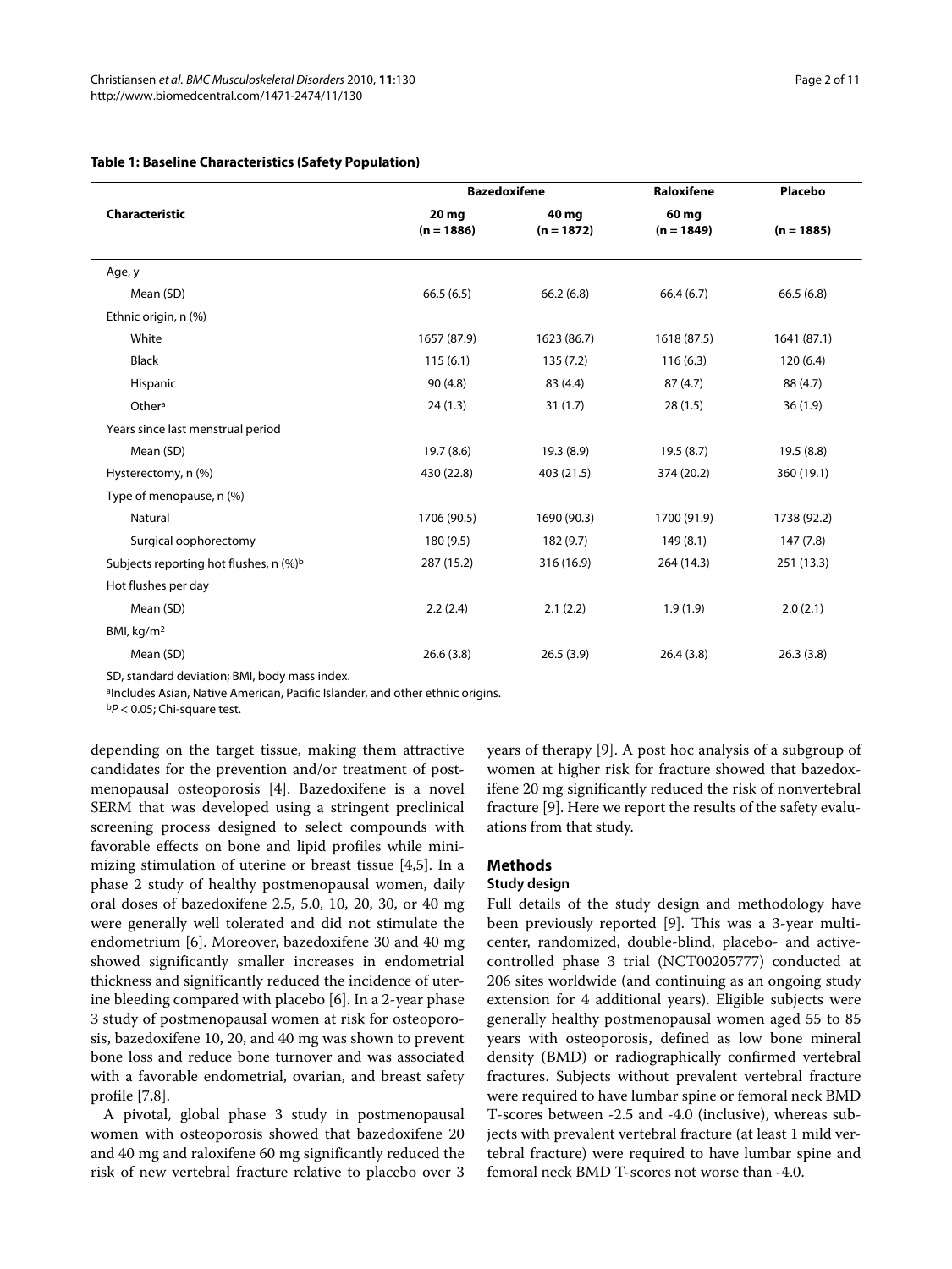**Table 1: Baseline Characteristics (Safety Population)**

| Characteristic | Bazedoxifene | | Raloxifene | Placebo |
|---|---|---|---|---|
| | 20 mg (n = 1886) | 40 mg (n = 1872) | 60 mg (n = 1849) | (n = 1885) |
| Age, y | | | | |
| Mean (SD) | 66.5 (6.5) | 66.2 (6.8) | 66.4 (6.7) | 66.5 (6.8) |
| Ethnic origin, n (%) | | | | |
| White | 1657 (87.9) | 1623 (86.7) | 1618 (87.5) | 1641 (87.1) |
| Black | 115 (6.1) | 135 (7.2) | 116 (6.3) | 120 (6.4) |
| Hispanic | 90 (4.8) | 83 (4.4) | 87 (4.7) | 88 (4.7) |
| Other[a] | 24 (1.3) | 31 (1.7) | 28 (1.5) | 36 (1.9) |
| Years since last menstrual period | | | | |
| Mean (SD) | 19.7 (8.6) | 19.3 (8.9) | 19.5 (8.7) | 19.5 (8.8) |
| Hysterectomy, n (%) | 430 (22.8) | 403 (21.5) | 374 (20.2) | 360 (19.1) |
| Type of menopause, n (%) | | | | |
| Natural | 1706 (90.5) | 1690 (90.3) | 1700 (91.9) | 1738 (92.2) |
| Surgical oophorectomy | 180 (9.5) | 182 (9.7) | 149 (8.1) | 147 (7.8) |
| Subjects reporting hot flushes, n (%)[b] | 287 (15.2) | 316 (16.9) | 264 (14.3) | 251 (13.3) |
| Hot flushes per day | | | | |
| Mean (SD) | 2.2 (2.4) | 2.1 (2.2) | 1.9 (1.9) | 2.0 (2.1) |
| BMI, kg/m$^2$ | | | | |
| Mean (SD) | 26.6 (3.8) | 26.5 (3.9) | 26.4 (3.8) | 26.3 (3.8) |

SD, standard deviation; BMI, body mass index.

[a]Includes Asian, Native American, Pacific Islander, and other ethnic origins.

[b]$P < 0.05$; Chi-square test.

depending on the target tissue, making them attractive candidates for the prevention and/or treatment of postmenopausal osteoporosis [4]. Bazedoxifene is a novel SERM that was developed using a stringent preclinical screening process designed to select compounds with favorable effects on bone and lipid profiles while minimizing stimulation of uterine or breast tissue [4,5]. In a phase 2 study of healthy postmenopausal women, daily oral doses of bazedoxifene 2.5, 5.0, 10, 20, 30, or 40 mg were generally well tolerated and did not stimulate the endometrium [6]. Moreover, bazedoxifene 30 and 40 mg showed significantly smaller increases in endometrial thickness and significantly reduced the incidence of uterine bleeding compared with placebo [6]. In a 2-year phase 3 study of postmenopausal women at risk for osteoporosis, bazedoxifene 10, 20, and 40 mg was shown to prevent bone loss and reduce bone turnover and was associated with a favorable endometrial, ovarian, and breast safety profile [7,8].

A pivotal, global phase 3 study in postmenopausal women with osteoporosis showed that bazedoxifene 20 and 40 mg and raloxifene 60 mg significantly reduced the risk of new vertebral fracture relative to placebo over 3 years of therapy [9]. A post hoc analysis of a subgroup of women at higher risk for fracture showed that bazedoxifene 20 mg significantly reduced the risk of nonvertebral fracture [9]. Here we report the results of the safety evaluations from that study.

## Methods

### Study design

Full details of the study design and methodology have been previously reported [9]. This was a 3-year multicenter, randomized, double-blind, placebo- and active-controlled phase 3 trial (NCT00205777) conducted at 206 sites worldwide (and continuing as an ongoing study extension for 4 additional years). Eligible subjects were generally healthy postmenopausal women aged 55 to 85 years with osteoporosis, defined as low bone mineral density (BMD) or radiographically confirmed vertebral fractures. Subjects without prevalent vertebral fracture were required to have lumbar spine or femoral neck BMD T-scores between -2.5 and -4.0 (inclusive), whereas subjects with prevalent vertebral fracture (at least 1 mild vertebral fracture) were required to have lumbar spine and femoral neck BMD T-scores not worse than -4.0.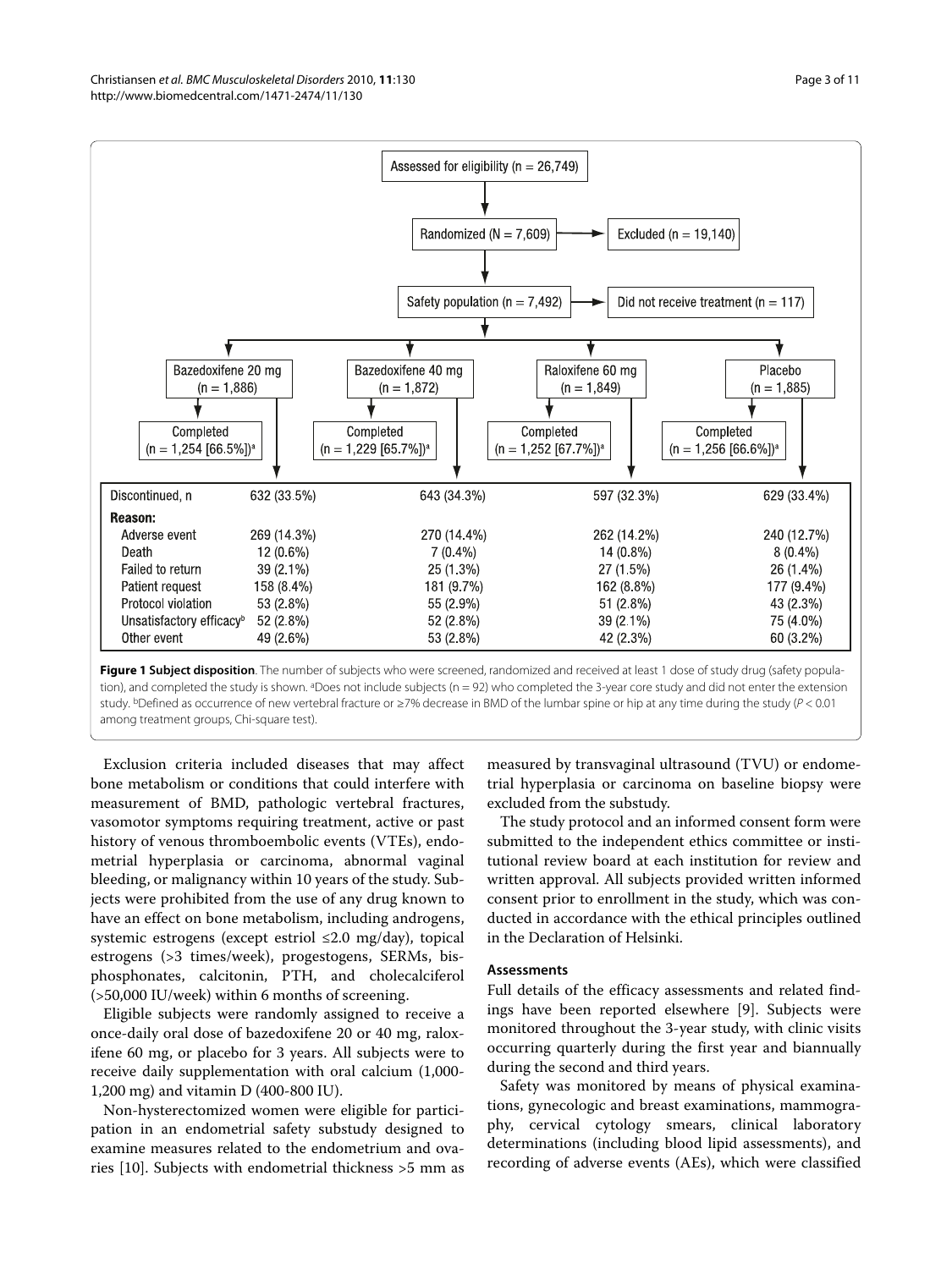Assessed for eligibility (n = 26,749)

Randomized (N = 7,609) → Excluded (n = 19,140)

Safety population (n = 7,492) → Did not receive treatment (n = 117)

| | Bazedoxifene 20 mg (n = 1,886) | Bazedoxifene 40 mg (n = 1,872) | Raloxifene 60 mg (n = 1,849) | Placebo (n = 1,885) |
|---|---|---|---|---|
| Completed | n = 1,254 [66.5%][a] | n = 1,229 [65.7%][a] | n = 1,252 [67.7%][a] | n = 1,256 [66.6%][a] |
| Discontinued, n | 632 (33.5%) | 643 (34.3%) | 597 (32.3%) | 629 (33.4%) |
| **Reason:** | | | | |
| Adverse event | 269 (14.3%) | 270 (14.4%) | 262 (14.2%) | 240 (12.7%) |
| Death | 12 (0.6%) | 7 (0.4%) | 14 (0.8%) | 8 (0.4%) |
| Failed to return | 39 (2.1%) | 25 (1.3%) | 27 (1.5%) | 26 (1.4%) |
| Patient request | 158 (8.4%) | 181 (9.7%) | 162 (8.8%) | 177 (9.4%) |
| Protocol violation | 53 (2.8%) | 55 (2.9%) | 51 (2.8%) | 43 (2.3%) |
| Unsatisfactory efficacy[b] | 52 (2.8%) | 52 (2.8%) | 39 (2.1%) | 75 (4.0%) |
| Other event | 49 (2.6%) | 53 (2.8%) | 42 (2.3%) | 60 (3.2%) |

**Figure 1 Subject disposition**. The number of subjects who were screened, randomized and received at least 1 dose of study drug (safety population), and completed the study is shown. [a]Does not include subjects (n = 92) who completed the 3-year core study and did not enter the extension study. [b]Defined as occurrence of new vertebral fracture or ≥7% decrease in BMD of the lumbar spine or hip at any time during the study ($P < 0.01$ among treatment groups, Chi-square test).

Exclusion criteria included diseases that may affect bone metabolism or conditions that could interfere with measurement of BMD, pathologic vertebral fractures, vasomotor symptoms requiring treatment, active or past history of venous thromboembolic events (VTEs), endometrial hyperplasia or carcinoma, abnormal vaginal bleeding, or malignancy within 10 years of the study. Subjects were prohibited from the use of any drug known to have an effect on bone metabolism, including androgens, systemic estrogens (except estriol ≤2.0 mg/day), topical estrogens (>3 times/week), progestogens, SERMs, bisphosphonates, calcitonin, PTH, and cholecalciferol (>50,000 IU/week) within 6 months of screening.

Eligible subjects were randomly assigned to receive a once-daily oral dose of bazedoxifene 20 or 40 mg, raloxifene 60 mg, or placebo for 3 years. All subjects were to receive daily supplementation with oral calcium (1,000-1,200 mg) and vitamin D (400-800 IU).

Non-hysterectomized women were eligible for participation in an endometrial safety substudy designed to examine measures related to the endometrium and ovaries [10]. Subjects with endometrial thickness >5 mm as measured by transvaginal ultrasound (TVU) or endometrial hyperplasia or carcinoma on baseline biopsy were excluded from the substudy.

The study protocol and an informed consent form were submitted to the independent ethics committee or institutional review board at each institution for review and written approval. All subjects provided written informed consent prior to enrollment in the study, which was conducted in accordance with the ethical principles outlined in the Declaration of Helsinki.

### Assessments

Full details of the efficacy assessments and related findings have been reported elsewhere [9]. Subjects were monitored throughout the 3-year study, with clinic visits occurring quarterly during the first year and biannually during the second and third years.

Safety was monitored by means of physical examinations, gynecologic and breast examinations, mammography, cervical cytology smears, clinical laboratory determinations (including blood lipid assessments), and recording of adverse events (AEs), which were classified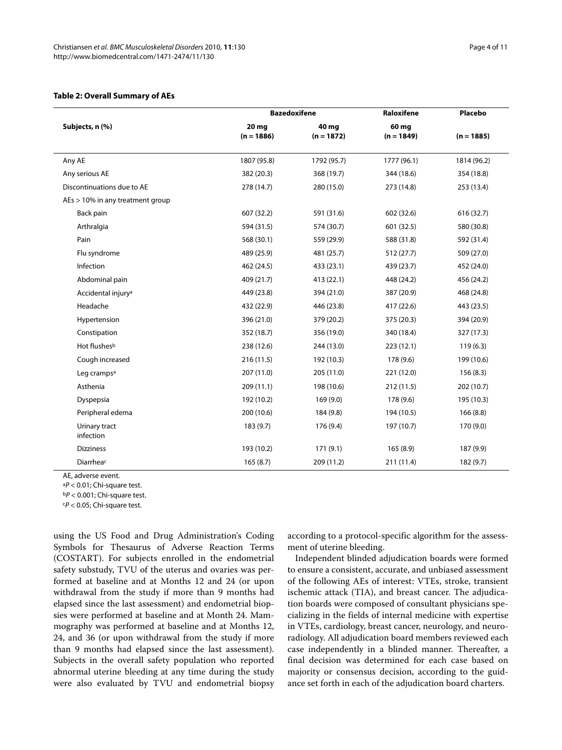**Table 2: Overall Summary of AEs**

| Subjects, n (%) | Bazedoxifene | | Raloxifene | Placebo |
|---|---|---|---|---|
| | 20 mg (n = 1886) | 40 mg (n = 1872) | 60 mg (n = 1849) | (n = 1885) |
| Any AE | 1807 (95.8) | 1792 (95.7) | 1777 (96.1) | 1814 (96.2) |
| Any serious AE | 382 (20.3) | 368 (19.7) | 344 (18.6) | 354 (18.8) |
| Discontinuations due to AE | 278 (14.7) | 280 (15.0) | 273 (14.8) | 253 (13.4) |
| AEs > 10% in any treatment group | | | | |
| Back pain | 607 (32.2) | 591 (31.6) | 602 (32.6) | 616 (32.7) |
| Arthralgia | 594 (31.5) | 574 (30.7) | 601 (32.5) | 580 (30.8) |
| Pain | 568 (30.1) | 559 (29.9) | 588 (31.8) | 592 (31.4) |
| Flu syndrome | 489 (25.9) | 481 (25.7) | 512 (27.7) | 509 (27.0) |
| Infection | 462 (24.5) | 433 (23.1) | 439 (23.7) | 452 (24.0) |
| Abdominal pain | 409 (21.7) | 413 (22.1) | 448 (24.2) | 456 (24.2) |
| Accidental injury[a] | 449 (23.8) | 394 (21.0) | 387 (20.9) | 468 (24.8) |
| Headache | 432 (22.9) | 446 (23.8) | 417 (22.6) | 443 (23.5) |
| Hypertension | 396 (21.0) | 379 (20.2) | 375 (20.3) | 394 (20.9) |
| Constipation | 352 (18.7) | 356 (19.0) | 340 (18.4) | 327 (17.3) |
| Hot flushes[b] | 238 (12.6) | 244 (13.0) | 223 (12.1) | 119 (6.3) |
| Cough increased | 216 (11.5) | 192 (10.3) | 178 (9.6) | 199 (10.6) |
| Leg cramps[a] | 207 (11.0) | 205 (11.0) | 221 (12.0) | 156 (8.3) |
| Asthenia | 209 (11.1) | 198 (10.6) | 212 (11.5) | 202 (10.7) |
| Dyspepsia | 192 (10.2) | 169 (9.0) | 178 (9.6) | 195 (10.3) |
| Peripheral edema | 200 (10.6) | 184 (9.8) | 194 (10.5) | 166 (8.8) |
| Urinary tract infection | 183 (9.7) | 176 (9.4) | 197 (10.7) | 170 (9.0) |
| Dizziness | 193 (10.2) | 171 (9.1) | 165 (8.9) | 187 (9.9) |
| Diarrhea[c] | 165 (8.7) | 209 (11.2) | 211 (11.4) | 182 (9.7) |

AE, adverse event.

[a] $P < 0.01$; Chi-square test.

[b] $P < 0.001$; Chi-square test.

[c] $P < 0.05$; Chi-square test.

using the US Food and Drug Administration's Coding Symbols for Thesaurus of Adverse Reaction Terms (COSTART). For subjects enrolled in the endometrial safety substudy, TVU of the uterus and ovaries was performed at baseline and at Months 12 and 24 (or upon withdrawal from the study if more than 9 months had elapsed since the last assessment) and endometrial biopsies were performed at baseline and at Month 24. Mammography was performed at baseline and at Months 12, 24, and 36 (or upon withdrawal from the study if more than 9 months had elapsed since the last assessment). Subjects in the overall safety population who reported abnormal uterine bleeding at any time during the study were also evaluated by TVU and endometrial biopsy according to a protocol-specific algorithm for the assessment of uterine bleeding.

Independent blinded adjudication boards were formed to ensure a consistent, accurate, and unbiased assessment of the following AEs of interest: VTEs, stroke, transient ischemic attack (TIA), and breast cancer. The adjudication boards were composed of consultant physicians specializing in the fields of internal medicine with expertise in VTEs, cardiology, breast cancer, neurology, and neuroradiology. All adjudication board members reviewed each case independently in a blinded manner. Thereafter, a final decision was determined for each case based on majority or consensus decision, according to the guidance set forth in each of the adjudication board charters.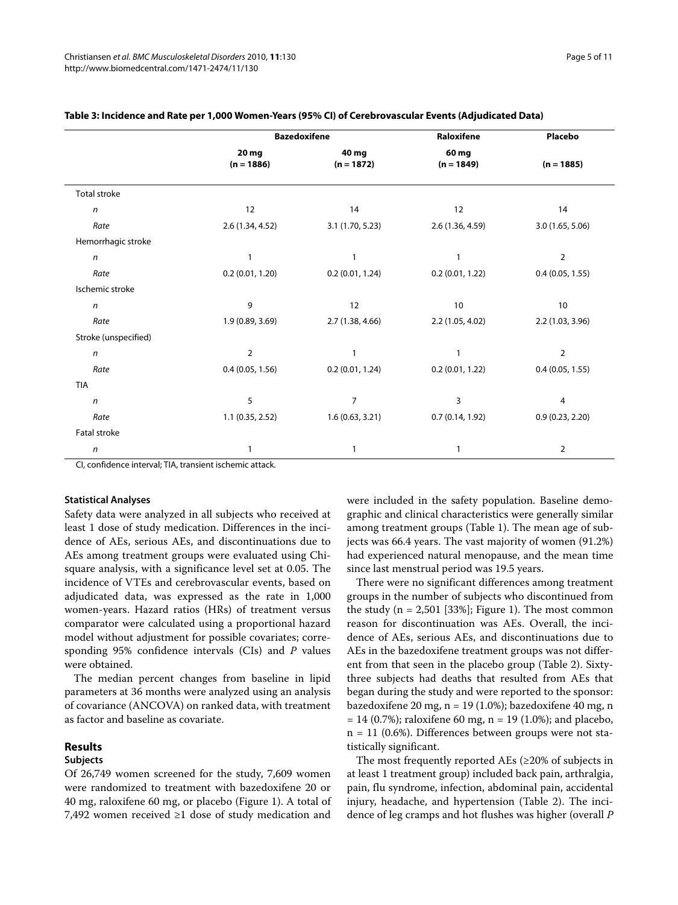**Table 3: Incidence and Rate per 1,000 Women-Years (95% CI) of Cerebrovascular Events (Adjudicated Data)**

| | Bazedoxifene | | Raloxifene | Placebo |
|---|---|---|---|---|
| | 20 mg (n = 1886) | 40 mg (n = 1872) | 60 mg (n = 1849) | (n = 1885) |
| Total stroke | | | | |
| *n* | 12 | 14 | 12 | 14 |
| *Rate* | 2.6 (1.34, 4.52) | 3.1 (1.70, 5.23) | 2.6 (1.36, 4.59) | 3.0 (1.65, 5.06) |
| Hemorrhagic stroke | | | | |
| *n* | 1 | 1 | 1 | 2 |
| *Rate* | 0.2 (0.01, 1.20) | 0.2 (0.01, 1.24) | 0.2 (0.01, 1.22) | 0.4 (0.05, 1.55) |
| Ischemic stroke | | | | |
| *n* | 9 | 12 | 10 | 10 |
| *Rate* | 1.9 (0.89, 3.69) | 2.7 (1.38, 4.66) | 2.2 (1.05, 4.02) | 2.2 (1.03, 3.96) |
| Stroke (unspecified) | | | | |
| *n* | 2 | 1 | 1 | 2 |
| *Rate* | 0.4 (0.05, 1.56) | 0.2 (0.01, 1.24) | 0.2 (0.01, 1.22) | 0.4 (0.05, 1.55) |
| TIA | | | | |
| *n* | 5 | 7 | 3 | 4 |
| *Rate* | 1.1 (0.35, 2.52) | 1.6 (0.63, 3.21) | 0.7 (0.14, 1.92) | 0.9 (0.23, 2.20) |
| Fatal stroke | | | | |
| *n* | 1 | 1 | 1 | 2 |

CI, confidence interval; TIA, transient ischemic attack.

#### Statistical Analyses

Safety data were analyzed in all subjects who received at least 1 dose of study medication. Differences in the incidence of AEs, serious AEs, and discontinuations due to AEs among treatment groups were evaluated using Chi-square analysis, with a significance level set at 0.05. The incidence of VTEs and cerebrovascular events, based on adjudicated data, was expressed as the rate in 1,000 women-years. Hazard ratios (HRs) of treatment versus comparator were calculated using a proportional hazard model without adjustment for possible covariates; corresponding 95% confidence intervals (CIs) and *P* values were obtained.

The median percent changes from baseline in lipid parameters at 36 months were analyzed using an analysis of covariance (ANCOVA) on ranked data, with treatment as factor and baseline as covariate.

## Results

#### Subjects

Of 26,749 women screened for the study, 7,609 women were randomized to treatment with bazedoxifene 20 or 40 mg, raloxifene 60 mg, or placebo (Figure 1). A total of 7,492 women received ≥1 dose of study medication and were included in the safety population. Baseline demographic and clinical characteristics were generally similar among treatment groups (Table 1). The mean age of subjects was 66.4 years. The vast majority of women (91.2%) had experienced natural menopause, and the mean time since last menstrual period was 19.5 years.

There were no significant differences among treatment groups in the number of subjects who discontinued from the study (n = 2,501 [33%]; Figure 1). The most common reason for discontinuation was AEs. Overall, the incidence of AEs, serious AEs, and discontinuations due to AEs in the bazedoxifene treatment groups was not different from that seen in the placebo group (Table 2). Sixty-three subjects had deaths that resulted from AEs that began during the study and were reported to the sponsor: bazedoxifene 20 mg, n = 19 (1.0%); bazedoxifene 40 mg, n = 14 (0.7%); raloxifene 60 mg, n = 19 (1.0%); and placebo, n = 11 (0.6%). Differences between groups were not statistically significant.

The most frequently reported AEs (≥20% of subjects in at least 1 treatment group) included back pain, arthralgia, pain, flu syndrome, infection, abdominal pain, accidental injury, headache, and hypertension (Table 2). The incidence of leg cramps and hot flushes was higher (overall *P*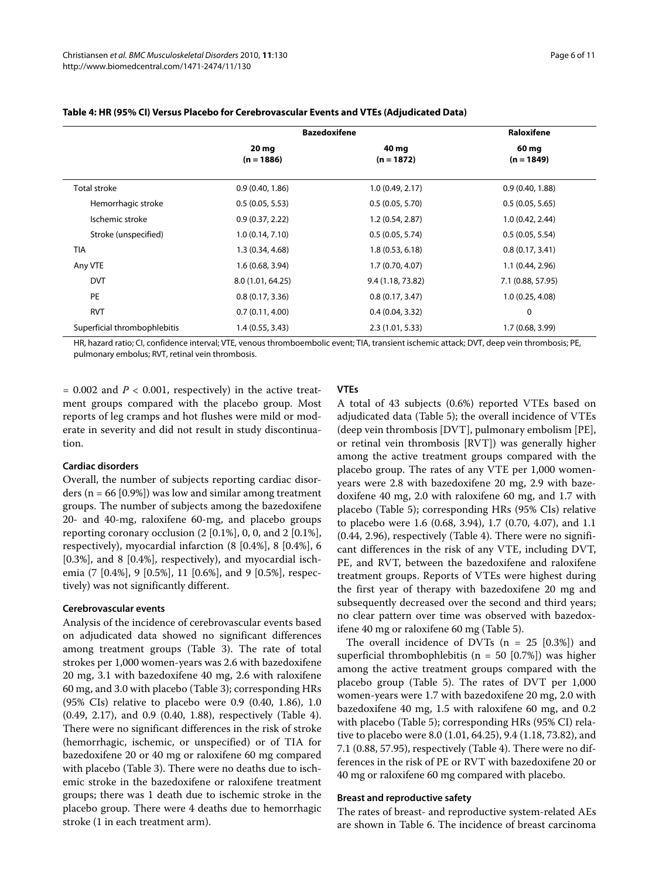**Table 4: HR (95% CI) Versus Placebo for Cerebrovascular Events and VTEs (Adjudicated Data)**

| | Bazedoxifene | | Raloxifene |
|---|---|---|---|
| | 20 mg (n = 1886) | 40 mg (n = 1872) | 60 mg (n = 1849) |
| Total stroke | 0.9 (0.40, 1.86) | 1.0 (0.49, 2.17) | 0.9 (0.40, 1.88) |
| Hemorrhagic stroke | 0.5 (0.05, 5.53) | 0.5 (0.05, 5.70) | 0.5 (0.05, 5.65) |
| Ischemic stroke | 0.9 (0.37, 2.22) | 1.2 (0.54, 2.87) | 1.0 (0.42, 2.44) |
| Stroke (unspecified) | 1.0 (0.14, 7.10) | 0.5 (0.05, 5.74) | 0.5 (0.05, 5.54) |
| TIA | 1.3 (0.34, 4.68) | 1.8 (0.53, 6.18) | 0.8 (0.17, 3.41) |
| Any VTE | 1.6 (0.68, 3.94) | 1.7 (0.70, 4.07) | 1.1 (0.44, 2.96) |
| DVT | 8.0 (1.01, 64.25) | 9.4 (1.18, 73.82) | 7.1 (0.88, 57.95) |
| PE | 0.8 (0.17, 3.36) | 0.8 (0.17, 3.47) | 1.0 (0.25, 4.08) |
| RVT | 0.7 (0.11, 4.00) | 0.4 (0.04, 3.32) | 0 |
| Superficial thrombophlebitis | 1.4 (0.55, 3.43) | 2.3 (1.01, 5.33) | 1.7 (0.68, 3.99) |

HR, hazard ratio; CI, confidence interval; VTE, venous thromboembolic event; TIA, transient ischemic attack; DVT, deep vein thrombosis; PE, pulmonary embolus; RVT, retinal vein thrombosis.

= 0.002 and $P < 0.001$, respectively) in the active treatment groups compared with the placebo group. Most reports of leg cramps and hot flushes were mild or moderate in severity and did not result in study discontinuation.

### Cardiac disorders

Overall, the number of subjects reporting cardiac disorders (n = 66 [0.9%]) was low and similar among treatment groups. The number of subjects among the bazedoxifene 20- and 40-mg, raloxifene 60-mg, and placebo groups reporting coronary occlusion (2 [0.1%], 0, 0, and 2 [0.1%], respectively), myocardial infarction (8 [0.4%], 8 [0.4%], 6 [0.3%], and 8 [0.4%], respectively), and myocardial ischemia (7 [0.4%], 9 [0.5%], 11 [0.6%], and 9 [0.5%], respectively) was not significantly different.

### Cerebrovascular events

Analysis of the incidence of cerebrovascular events based on adjudicated data showed no significant differences among treatment groups (Table 3). The rate of total strokes per 1,000 women-years was 2.6 with bazedoxifene 20 mg, 3.1 with bazedoxifene 40 mg, 2.6 with raloxifene 60 mg, and 3.0 with placebo (Table 3); corresponding HRs (95% CIs) relative to placebo were 0.9 (0.40, 1.86), 1.0 (0.49, 2.17), and 0.9 (0.40, 1.88), respectively (Table 4). There were no significant differences in the risk of stroke (hemorrhagic, ischemic, or unspecified) or of TIA for bazedoxifene 20 or 40 mg or raloxifene 60 mg compared with placebo (Table 3). There were no deaths due to ischemic stroke in the bazedoxifene or raloxifene treatment groups; there was 1 death due to ischemic stroke in the placebo group. There were 4 deaths due to hemorrhagic stroke (1 in each treatment arm).

### VTEs

A total of 43 subjects (0.6%) reported VTEs based on adjudicated data (Table 5); the overall incidence of VTEs (deep vein thrombosis [DVT], pulmonary embolism [PE], or retinal vein thrombosis [RVT]) was generally higher among the active treatment groups compared with the placebo group. The rates of any VTE per 1,000 women-years were 2.8 with bazedoxifene 20 mg, 2.9 with bazedoxifene 40 mg, 2.6 with raloxifene 60 mg, and 1.7 with placebo (Table 5); corresponding HRs (95% CIs) relative to placebo were 1.6 (0.68, 3.94), 1.7 (0.70, 4.07), and 1.1 (0.44, 2.96), respectively (Table 4). There were no significant differences in the risk of any VTE, including DVT, PE, and RVT, between the bazedoxifene and raloxifene treatment groups. Reports of VTEs were highest during the first year of therapy with bazedoxifene 20 mg and subsequently decreased over the second and third years; no clear pattern over time was observed with bazedoxifene 40 mg or raloxifene 60 mg (Table 5).

The overall incidence of DVTs (n = 25 [0.3%]) and superficial thrombophlebitis (n = 50 [0.7%]) was higher among the active treatment groups compared with the placebo group (Table 5). The rates of DVT per 1,000 women-years were 1.7 with bazedoxifene 20 mg, 2.0 with bazedoxifene 40 mg, 1.5 with raloxifene 60 mg, and 0.2 with placebo (Table 5); corresponding HRs (95% CI) relative to placebo were 8.0 (1.01, 64.25), 9.4 (1.18, 73.82), and 7.1 (0.88, 57.95), respectively (Table 4). There were no differences in the risk of PE or RVT with bazedoxifene 20 or 40 mg or raloxifene 60 mg compared with placebo.

### Breast and reproductive safety

The rates of breast- and reproductive system-related AEs are shown in Table 6. The incidence of breast carcinoma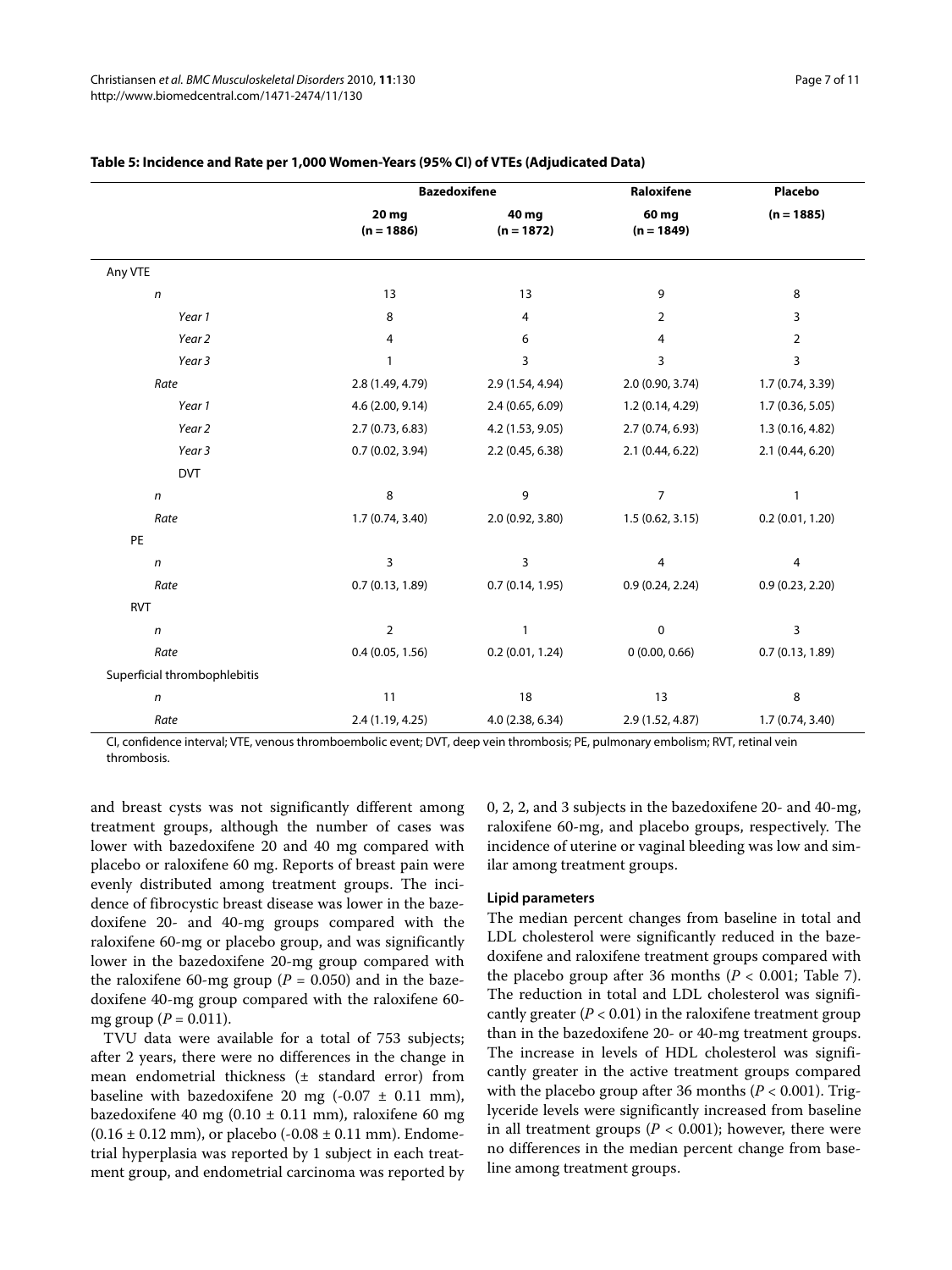**Table 5: Incidence and Rate per 1,000 Women-Years (95% CI) of VTEs (Adjudicated Data)**

| | Bazedoxifene | | Raloxifene | Placebo |
|---|---|---|---|---|
| | 20 mg (n = 1886) | 40 mg (n = 1872) | 60 mg (n = 1849) | (n = 1885) |
| Any VTE | | | | |
| *n* | 13 | 13 | 9 | 8 |
| *Year 1* | 8 | 4 | 2 | 3 |
| *Year 2* | 4 | 6 | 4 | 2 |
| *Year 3* | 1 | 3 | 3 | 3 |
| *Rate* | 2.8 (1.49, 4.79) | 2.9 (1.54, 4.94) | 2.0 (0.90, 3.74) | 1.7 (0.74, 3.39) |
| *Year 1* | 4.6 (2.00, 9.14) | 2.4 (0.65, 6.09) | 1.2 (0.14, 4.29) | 1.7 (0.36, 5.05) |
| *Year 2* | 2.7 (0.73, 6.83) | 4.2 (1.53, 9.05) | 2.7 (0.74, 6.93) | 1.3 (0.16, 4.82) |
| *Year 3* | 0.7 (0.02, 3.94) | 2.2 (0.45, 6.38) | 2.1 (0.44, 6.22) | 2.1 (0.44, 6.20) |
| DVT | | | | |
| *n* | 8 | 9 | 7 | 1 |
| *Rate* | 1.7 (0.74, 3.40) | 2.0 (0.92, 3.80) | 1.5 (0.62, 3.15) | 0.2 (0.01, 1.20) |
| PE | | | | |
| *n* | 3 | 3 | 4 | 4 |
| *Rate* | 0.7 (0.13, 1.89) | 0.7 (0.14, 1.95) | 0.9 (0.24, 2.24) | 0.9 (0.23, 2.20) |
| RVT | | | | |
| *n* | 2 | 1 | 0 | 3 |
| *Rate* | 0.4 (0.05, 1.56) | 0.2 (0.01, 1.24) | 0 (0.00, 0.66) | 0.7 (0.13, 1.89) |
| Superficial thrombophlebitis | | | | |
| *n* | 11 | 18 | 13 | 8 |
| *Rate* | 2.4 (1.19, 4.25) | 4.0 (2.38, 6.34) | 2.9 (1.52, 4.87) | 1.7 (0.74, 3.40) |

CI, confidence interval; VTE, venous thromboembolic event; DVT, deep vein thrombosis; PE, pulmonary embolism; RVT, retinal vein thrombosis.

and breast cysts was not significantly different among treatment groups, although the number of cases was lower with bazedoxifene 20 and 40 mg compared with placebo or raloxifene 60 mg. Reports of breast pain were evenly distributed among treatment groups. The incidence of fibrocystic breast disease was lower in the bazedoxifene 20- and 40-mg groups compared with the raloxifene 60-mg or placebo group, and was significantly lower in the bazedoxifene 20-mg group compared with the raloxifene 60-mg group ($P = 0.050$) and in the bazedoxifene 40-mg group compared with the raloxifene 60-mg group ($P = 0.011$).

TVU data were available for a total of 753 subjects; after 2 years, there were no differences in the change in mean endometrial thickness (± standard error) from baseline with bazedoxifene 20 mg (-0.07 ± 0.11 mm), bazedoxifene 40 mg (0.10 ± 0.11 mm), raloxifene 60 mg (0.16 ± 0.12 mm), or placebo (-0.08 ± 0.11 mm). Endometrial hyperplasia was reported by 1 subject in each treatment group, and endometrial carcinoma was reported by 0, 2, 2, and 3 subjects in the bazedoxifene 20- and 40-mg, raloxifene 60-mg, and placebo groups, respectively. The incidence of uterine or vaginal bleeding was low and similar among treatment groups.

### Lipid parameters

The median percent changes from baseline in total and LDL cholesterol were significantly reduced in the bazedoxifene and raloxifene treatment groups compared with the placebo group after 36 months ($P < 0.001$; Table 7). The reduction in total and LDL cholesterol was significantly greater ($P < 0.01$) in the raloxifene treatment group than in the bazedoxifene 20- or 40-mg treatment groups. The increase in levels of HDL cholesterol was significantly greater in the active treatment groups compared with the placebo group after 36 months ($P < 0.001$). Triglyceride levels were significantly increased from baseline in all treatment groups ($P < 0.001$); however, there were no differences in the median percent change from baseline among treatment groups.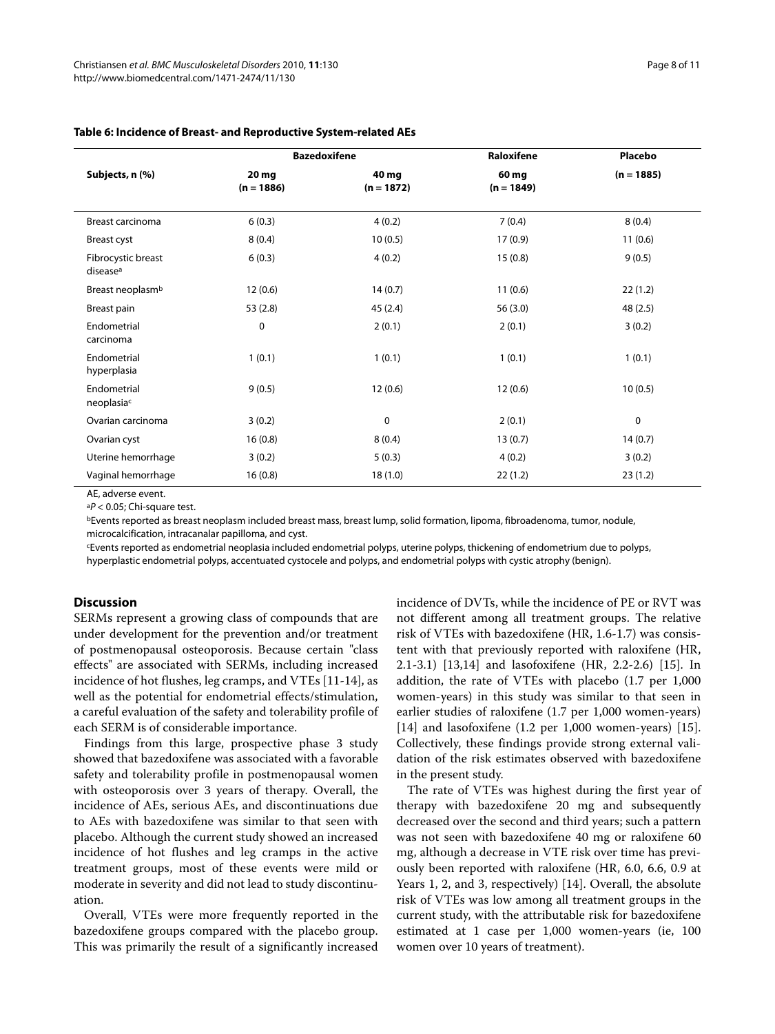**Table 6: Incidence of Breast- and Reproductive System-related AEs**

| Subjects, n (%) | Bazedoxifene | | Raloxifene | Placebo |
|---|---|---|---|---|
| | 20 mg (n = 1886) | 40 mg (n = 1872) | 60 mg (n = 1849) | (n = 1885) |
| Breast carcinoma | 6 (0.3) | 4 (0.2) | 7 (0.4) | 8 (0.4) |
| Breast cyst | 8 (0.4) | 10 (0.5) | 17 (0.9) | 11 (0.6) |
| Fibrocystic breast disease[a] | 6 (0.3) | 4 (0.2) | 15 (0.8) | 9 (0.5) |
| Breast neoplasm[b] | 12 (0.6) | 14 (0.7) | 11 (0.6) | 22 (1.2) |
| Breast pain | 53 (2.8) | 45 (2.4) | 56 (3.0) | 48 (2.5) |
| Endometrial carcinoma | 0 | 2 (0.1) | 2 (0.1) | 3 (0.2) |
| Endometrial hyperplasia | 1 (0.1) | 1 (0.1) | 1 (0.1) | 1 (0.1) |
| Endometrial neoplasia[c] | 9 (0.5) | 12 (0.6) | 12 (0.6) | 10 (0.5) |
| Ovarian carcinoma | 3 (0.2) | 0 | 2 (0.1) | 0 |
| Ovarian cyst | 16 (0.8) | 8 (0.4) | 13 (0.7) | 14 (0.7) |
| Uterine hemorrhage | 3 (0.2) | 5 (0.3) | 4 (0.2) | 3 (0.2) |
| Vaginal hemorrhage | 16 (0.8) | 18 (1.0) | 22 (1.2) | 23 (1.2) |

AE, adverse event.

[a]$P < 0.05$; Chi-square test.

[b]Events reported as breast neoplasm included breast mass, breast lump, solid formation, lipoma, fibroadenoma, tumor, nodule, microcalcification, intracanalar papilloma, and cyst.

[c]Events reported as endometrial neoplasia included endometrial polyps, uterine polyps, thickening of endometrium due to polyps, hyperplastic endometrial polyps, accentuated cystocele and polyps, and endometrial polyps with cystic atrophy (benign).

## Discussion

SERMs represent a growing class of compounds that are under development for the prevention and/or treatment of postmenopausal osteoporosis. Because certain "class effects" are associated with SERMs, including increased incidence of hot flushes, leg cramps, and VTEs [11-14], as well as the potential for endometrial effects/stimulation, a careful evaluation of the safety and tolerability profile of each SERM is of considerable importance.

Findings from this large, prospective phase 3 study showed that bazedoxifene was associated with a favorable safety and tolerability profile in postmenopausal women with osteoporosis over 3 years of therapy. Overall, the incidence of AEs, serious AEs, and discontinuations due to AEs with bazedoxifene was similar to that seen with placebo. Although the current study showed an increased incidence of hot flushes and leg cramps in the active treatment groups, most of these events were mild or moderate in severity and did not lead to study discontinuation.

Overall, VTEs were more frequently reported in the bazedoxifene groups compared with the placebo group. This was primarily the result of a significantly increased incidence of DVTs, while the incidence of PE or RVT was not different among all treatment groups. The relative risk of VTEs with bazedoxifene (HR, 1.6-1.7) was consistent with that previously reported with raloxifene (HR, 2.1-3.1) [13,14] and lasofoxifene (HR, 2.2-2.6) [15]. In addition, the rate of VTEs with placebo (1.7 per 1,000 women-years) in this study was similar to that seen in earlier studies of raloxifene (1.7 per 1,000 women-years) [14] and lasofoxifene (1.2 per 1,000 women-years) [15]. Collectively, these findings provide strong external validation of the risk estimates observed with bazedoxifene in the present study.

The rate of VTEs was highest during the first year of therapy with bazedoxifene 20 mg and subsequently decreased over the second and third years; such a pattern was not seen with bazedoxifene 40 mg or raloxifene 60 mg, although a decrease in VTE risk over time has previously been reported with raloxifene (HR, 6.0, 6.6, 0.9 at Years 1, 2, and 3, respectively) [14]. Overall, the absolute risk of VTEs was low among all treatment groups in the current study, with the attributable risk for bazedoxifene estimated at 1 case per 1,000 women-years (ie, 100 women over 10 years of treatment).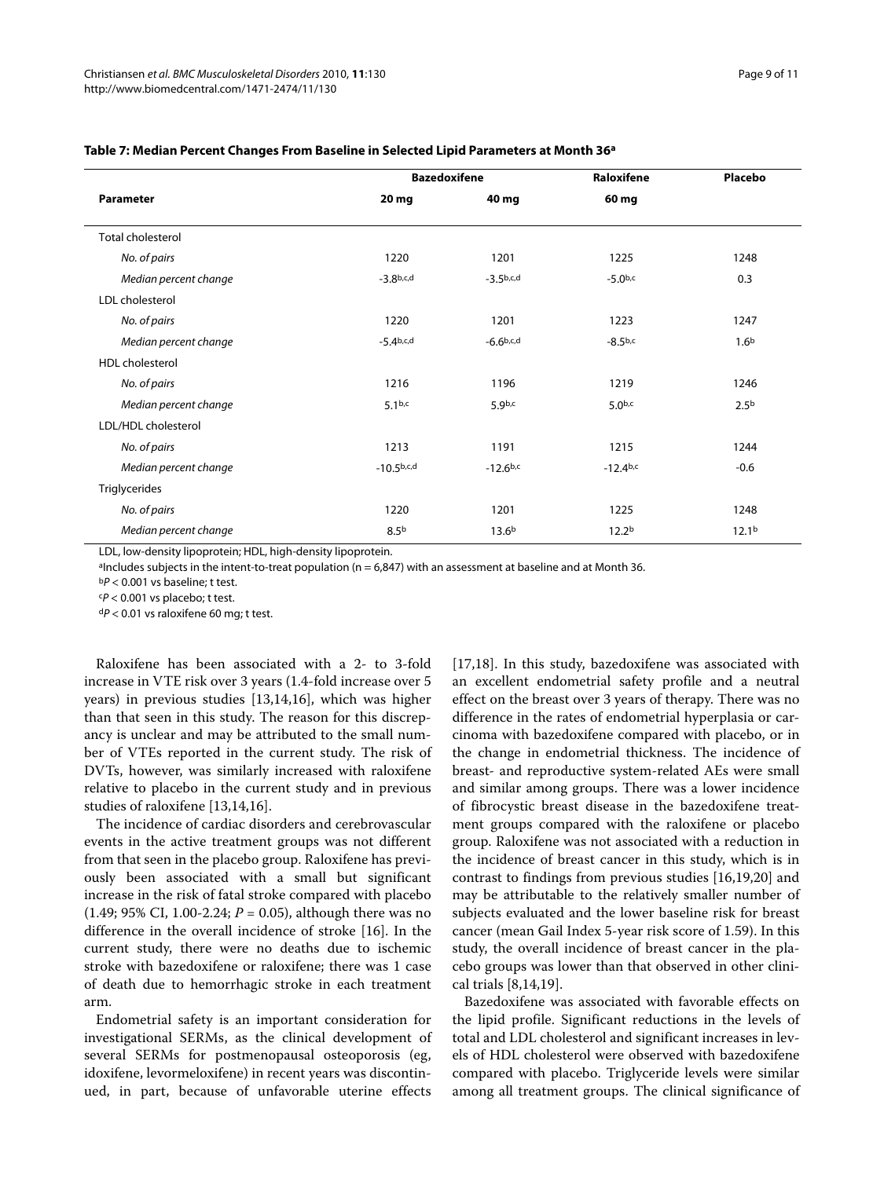**Table 7: Median Percent Changes From Baseline in Selected Lipid Parameters at Month 36[a]**

| Parameter | Bazedoxifene | | Raloxifene | Placebo |
|---|---|---|---|---|
| | 20 mg | 40 mg | 60 mg | |
| Total cholesterol | | | | |
| *No. of pairs* | 1220 | 1201 | 1225 | 1248 |
| *Median percent change* | -3.8[b,c,d] | -3.5[b,c,d] | -5.0[b,c] | 0.3 |
| LDL cholesterol | | | | |
| *No. of pairs* | 1220 | 1201 | 1223 | 1247 |
| *Median percent change* | -5.4[b,c,d] | -6.6[b,c,d] | -8.5[b,c] | 1.6[b] |
| HDL cholesterol | | | | |
| *No. of pairs* | 1216 | 1196 | 1219 | 1246 |
| *Median percent change* | 5.1[b,c] | 5.9[b,c] | 5.0[b,c] | 2.5[b] |
| LDL/HDL cholesterol | | | | |
| *No. of pairs* | 1213 | 1191 | 1215 | 1244 |
| *Median percent change* | -10.5[b,c,d] | -12.6[b,c] | -12.4[b,c] | -0.6 |
| Triglycerides | | | | |
| *No. of pairs* | 1220 | 1201 | 1225 | 1248 |
| *Median percent change* | 8.5[b] | 13.6[b] | 12.2[b] | 12.1[b] |

LDL, low-density lipoprotein; HDL, high-density lipoprotein.

[a]Includes subjects in the intent-to-treat population (n = 6,847) with an assessment at baseline and at Month 36.

[b]*P* < 0.001 vs baseline; t test.

[c]*P* < 0.001 vs placebo; t test.

[d]*P* < 0.01 vs raloxifene 60 mg; t test.

Raloxifene has been associated with a 2- to 3-fold increase in VTE risk over 3 years (1.4-fold increase over 5 years) in previous studies [13,14,16], which was higher than that seen in this study. The reason for this discrepancy is unclear and may be attributed to the small number of VTEs reported in the current study. The risk of DVTs, however, was similarly increased with raloxifene relative to placebo in the current study and in previous studies of raloxifene [13,14,16].

The incidence of cardiac disorders and cerebrovascular events in the active treatment groups was not different from that seen in the placebo group. Raloxifene has previously been associated with a small but significant increase in the risk of fatal stroke compared with placebo (1.49; 95% CI, 1.00-2.24; *P* = 0.05), although there was no difference in the overall incidence of stroke [16]. In the current study, there were no deaths due to ischemic stroke with bazedoxifene or raloxifene; there was 1 case of death due to hemorrhagic stroke in each treatment arm.

Endometrial safety is an important consideration for investigational SERMs, as the clinical development of several SERMs for postmenopausal osteoporosis (eg, idoxifene, levormeloxifene) in recent years was discontinued, in part, because of unfavorable uterine effects [17,18]. In this study, bazedoxifene was associated with an excellent endometrial safety profile and a neutral effect on the breast over 3 years of therapy. There was no difference in the rates of endometrial hyperplasia or carcinoma with bazedoxifene compared with placebo, or in the change in endometrial thickness. The incidence of breast- and reproductive system-related AEs were small and similar among groups. There was a lower incidence of fibrocystic breast disease in the bazedoxifene treatment groups compared with the raloxifene or placebo group. Raloxifene was not associated with a reduction in the incidence of breast cancer in this study, which is in contrast to findings from previous studies [16,19,20] and may be attributable to the relatively smaller number of subjects evaluated and the lower baseline risk for breast cancer (mean Gail Index 5-year risk score of 1.59). In this study, the overall incidence of breast cancer in the placebo groups was lower than that observed in other clinical trials [8,14,19].

Bazedoxifene was associated with favorable effects on the lipid profile. Significant reductions in the levels of total and LDL cholesterol and significant increases in levels of HDL cholesterol were observed with bazedoxifene compared with placebo. Triglyceride levels were similar among all treatment groups. The clinical significance of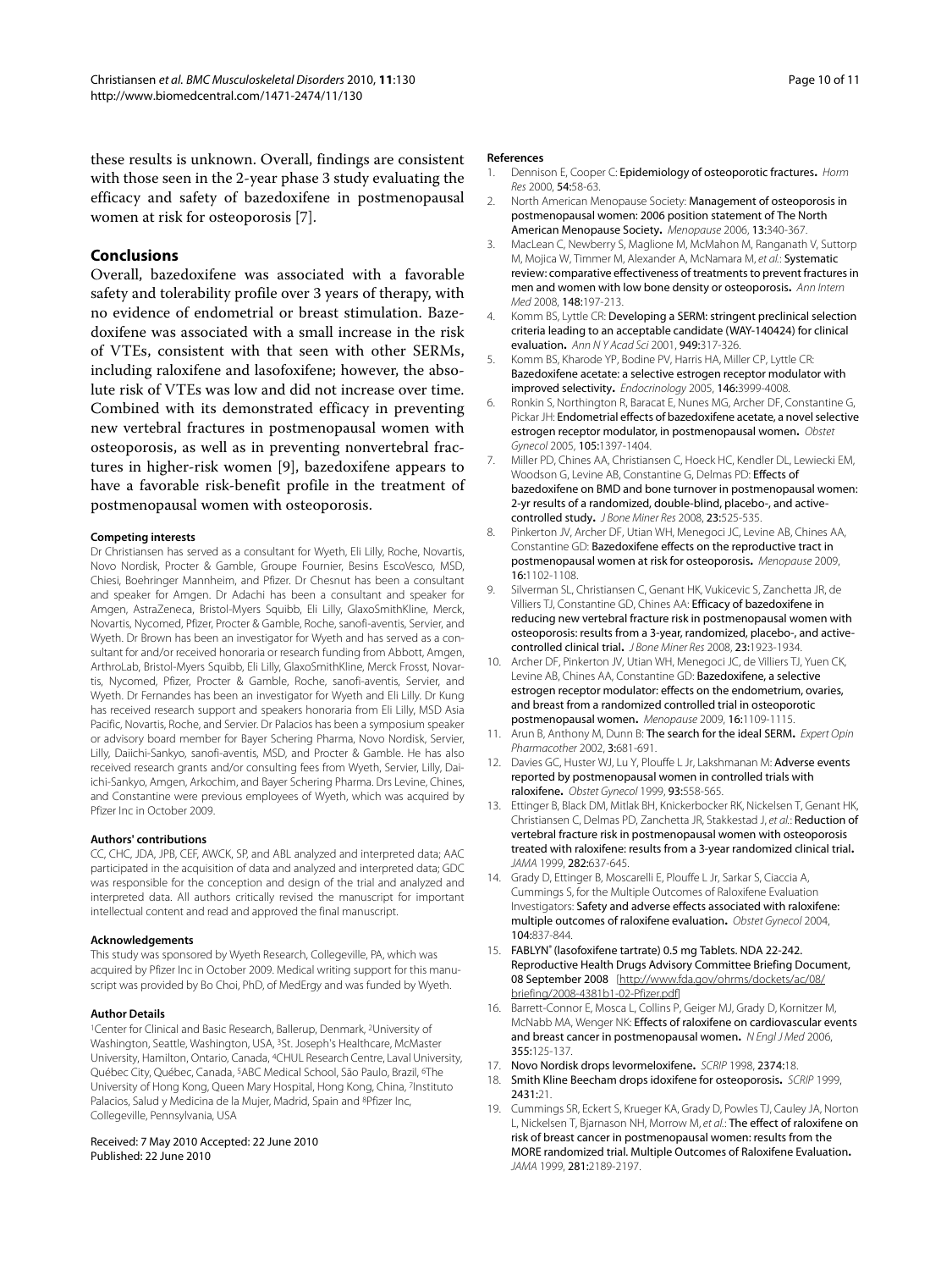these results is unknown. Overall, findings are consistent with those seen in the 2-year phase 3 study evaluating the efficacy and safety of bazedoxifene in postmenopausal women at risk for osteoporosis [7].

## Conclusions

Overall, bazedoxifene was associated with a favorable safety and tolerability profile over 3 years of therapy, with no evidence of endometrial or breast stimulation. Bazedoxifene was associated with a small increase in the risk of VTEs, consistent with that seen with other SERMs, including raloxifene and lasofoxifene; however, the absolute risk of VTEs was low and did not increase over time. Combined with its demonstrated efficacy in preventing new vertebral fractures in postmenopausal women with osteoporosis, as well as in preventing nonvertebral fractures in higher-risk women [9], bazedoxifene appears to have a favorable risk-benefit profile in the treatment of postmenopausal women with osteoporosis.

#### Competing interests

Dr Christiansen has served as a consultant for Wyeth, Eli Lilly, Roche, Novartis, Novo Nordisk, Procter & Gamble, Groupe Fournier, Besins EscoVesco, MSD, Chiesi, Boehringer Mannheim, and Pfizer. Dr Chesnut has been a consultant and speaker for Amgen. Dr Adachi has been a consultant and speaker for Amgen, AstraZeneca, Bristol-Myers Squibb, Eli Lilly, GlaxoSmithKline, Merck, Novartis, Nycomed, Pfizer, Procter & Gamble, Roche, sanofi-aventis, Servier, and Wyeth. Dr Brown has been an investigator for Wyeth and has served as a consultant for and/or received honoraria or research funding from Abbott, Amgen, ArthroLab, Bristol-Myers Squibb, Eli Lilly, GlaxoSmithKline, Merck Frosst, Novartis, Nycomed, Pfizer, Procter & Gamble, Roche, sanofi-aventis, Servier, and Wyeth. Dr Fernandes has been an investigator for Wyeth and Eli Lilly. Dr Kung has received research support and speakers honoraria from Eli Lilly, MSD Asia Pacific, Novartis, Roche, and Servier. Dr Palacios has been a symposium speaker or advisory board member for Bayer Schering Pharma, Novo Nordisk, Servier, Lilly, Daiichi-Sankyo, sanofi-aventis, MSD, and Procter & Gamble. He has also received research grants and/or consulting fees from Wyeth, Servier, Lilly, Daiichi-Sankyo, Amgen, Arkochim, and Bayer Schering Pharma. Drs Levine, Chines, and Constantine were previous employees of Wyeth, which was acquired by Pfizer Inc in October 2009.

#### Authors' contributions

CC, CHC, JDA, JPB, CEF, AWCK, SP, and ABL analyzed and interpreted data; AAC participated in the acquisition of data and analyzed and interpreted data; GDC was responsible for the conception and design of the trial and analyzed and interpreted data. All authors critically revised the manuscript for important intellectual content and read and approved the final manuscript.

#### Acknowledgements

This study was sponsored by Wyeth Research, Collegeville, PA, which was acquired by Pfizer Inc in October 2009. Medical writing support for this manuscript was provided by Bo Choi, PhD, of MedErgy and was funded by Wyeth.

#### Author Details

[1]Center for Clinical and Basic Research, Ballerup, Denmark, [2]University of Washington, Seattle, Washington, USA, [3]St. Joseph's Healthcare, McMaster University, Hamilton, Ontario, Canada, [4]CHUL Research Centre, Laval University, Québec City, Québec, Canada, [5]ABC Medical School, São Paulo, Brazil, [6]The University of Hong Kong, Queen Mary Hospital, Hong Kong, China, [7]Instituto Palacios, Salud y Medicina de la Mujer, Madrid, Spain and [8]Pfizer Inc, Collegeville, Pennsylvania, USA

Received: 7 May 2010 Accepted: 22 June 2010
Published: 22 June 2010

#### References

1. Dennison E, Cooper C: **Epidemiology of osteoporotic fractures.** *Horm Res* 2000, **54**:58-63.
2. North American Menopause Society: **Management of osteoporosis in postmenopausal women: 2006 position statement of The North American Menopause Society.** *Menopause* 2006, **13**:340-367.
3. MacLean C, Newberry S, Maglione M, McMahon M, Ranganath V, Suttorp M, Mojica W, Timmer M, Alexander A, McNamara M, *et al.*: **Systematic review: comparative effectiveness of treatments to prevent fractures in men and women with low bone density or osteoporosis.** *Ann Intern Med* 2008, **148**:197-213.
4. Komm BS, Lyttle CR: **Developing a SERM: stringent preclinical selection criteria leading to an acceptable candidate (WAY-140424) for clinical evaluation.** *Ann N Y Acad Sci* 2001, **949**:317-326.
5. Komm BS, Kharode YP, Bodine PV, Harris HA, Miller CP, Lyttle CR: **Bazedoxifene acetate: a selective estrogen receptor modulator with improved selectivity.** *Endocrinology* 2005, **146**:3999-4008.
6. Ronkin S, Northington R, Baracat E, Nunes MG, Archer DF, Constantine G, Pickar JH: **Endometrial effects of bazedoxifene acetate, a novel selective estrogen receptor modulator, in postmenopausal women.** *Obstet Gynecol* 2005, **105**:1397-1404.
7. Miller PD, Chines AA, Christiansen C, Hoeck HC, Kendler DL, Lewiecki EM, Woodson G, Levine AB, Constantine G, Delmas PD: **Effects of bazedoxifene on BMD and bone turnover in postmenopausal women: 2-yr results of a randomized, double-blind, placebo-, and active-controlled study.** *J Bone Miner Res* 2008, **23**:525-535.
8. Pinkerton JV, Archer DF, Utian WH, Menegoci JC, Levine AB, Chines AA, Constantine GD: **Bazedoxifene effects on the reproductive tract in postmenopausal women at risk for osteoporosis.** *Menopause* 2009, **16**:1102-1108.
9. Silverman SL, Christiansen C, Genant HK, Vukicevic S, Zanchetta JR, de Villiers TJ, Constantine GD, Chines AA: **Efficacy of bazedoxifene in reducing new vertebral fracture risk in postmenopausal women with osteoporosis: results from a 3-year, randomized, placebo-, and active-controlled clinical trial.** *J Bone Miner Res* 2008, **23**:1923-1934.
10. Archer DF, Pinkerton JV, Utian WH, Menegoci JC, de Villiers TJ, Yuen CK, Levine AB, Chines AA, Constantine GD: **Bazedoxifene, a selective estrogen receptor modulator: effects on the endometrium, ovaries, and breast from a randomized controlled trial in osteoporotic postmenopausal women.** *Menopause* 2009, **16**:1109-1115.
11. Arun B, Anthony M, Dunn B: **The search for the ideal SERM.** *Expert Opin Pharmacother* 2002, **3**:681-691.
12. Davies GC, Huster WJ, Lu Y, Plouffe L Jr, Lakshmanan M: **Adverse events reported by postmenopausal women in controlled trials with raloxifene.** *Obstet Gynecol* 1999, **93**:558-565.
13. Ettinger B, Black DM, Mitlak BH, Knickerbocker RK, Nickelsen T, Genant HK, Christiansen C, Delmas PD, Zanchetta JR, Stakkestad J, *et al.*: **Reduction of vertebral fracture risk in postmenopausal women with osteoporosis treated with raloxifene: results from a 3-year randomized clinical trial.** *JAMA* 1999, **282**:637-645.
14. Grady D, Ettinger B, Moscarelli E, Plouffe L Jr, Sarkar S, Ciaccia A, Cummings S, for the Multiple Outcomes of Raloxifene Evaluation Investigators: **Safety and adverse effects associated with raloxifene: multiple outcomes of raloxifene evaluation.** *Obstet Gynecol* 2004, **104**:837-844.
15. **FABLYN® (lasofoxifene tartrate) 0.5 mg Tablets. NDA 22-242. Reproductive Health Drugs Advisory Committee Briefing Document, 08 September 2008** [http://www.fda.gov/ohrms/dockets/ac/08/briefing/2008-4381b1-02-Pfizer.pdf]
16. Barrett-Connor E, Mosca L, Collins P, Geiger MJ, Grady D, Kornitzer M, McNabb MA, Wenger NK: **Effects of raloxifene on cardiovascular events and breast cancer in postmenopausal women.** *N Engl J Med* 2006, **355**:125-137.
17. **Novo Nordisk drops levormeloxifene.** *SCRIP* 1998, **2374**:18.
18. **Smith Kline Beecham drops idoxifene for osteoporosis.** *SCRIP* 1999, **2431**:21.
19. Cummings SR, Eckert S, Krueger KA, Grady D, Powles TJ, Cauley JA, Norton L, Nickelsen T, Bjarnason NH, Morrow M, *et al.*: **The effect of raloxifene on risk of breast cancer in postmenopausal women: results from the MORE randomized trial. Multiple Outcomes of Raloxifene Evaluation.** *JAMA* 1999, **281**:2189-2197.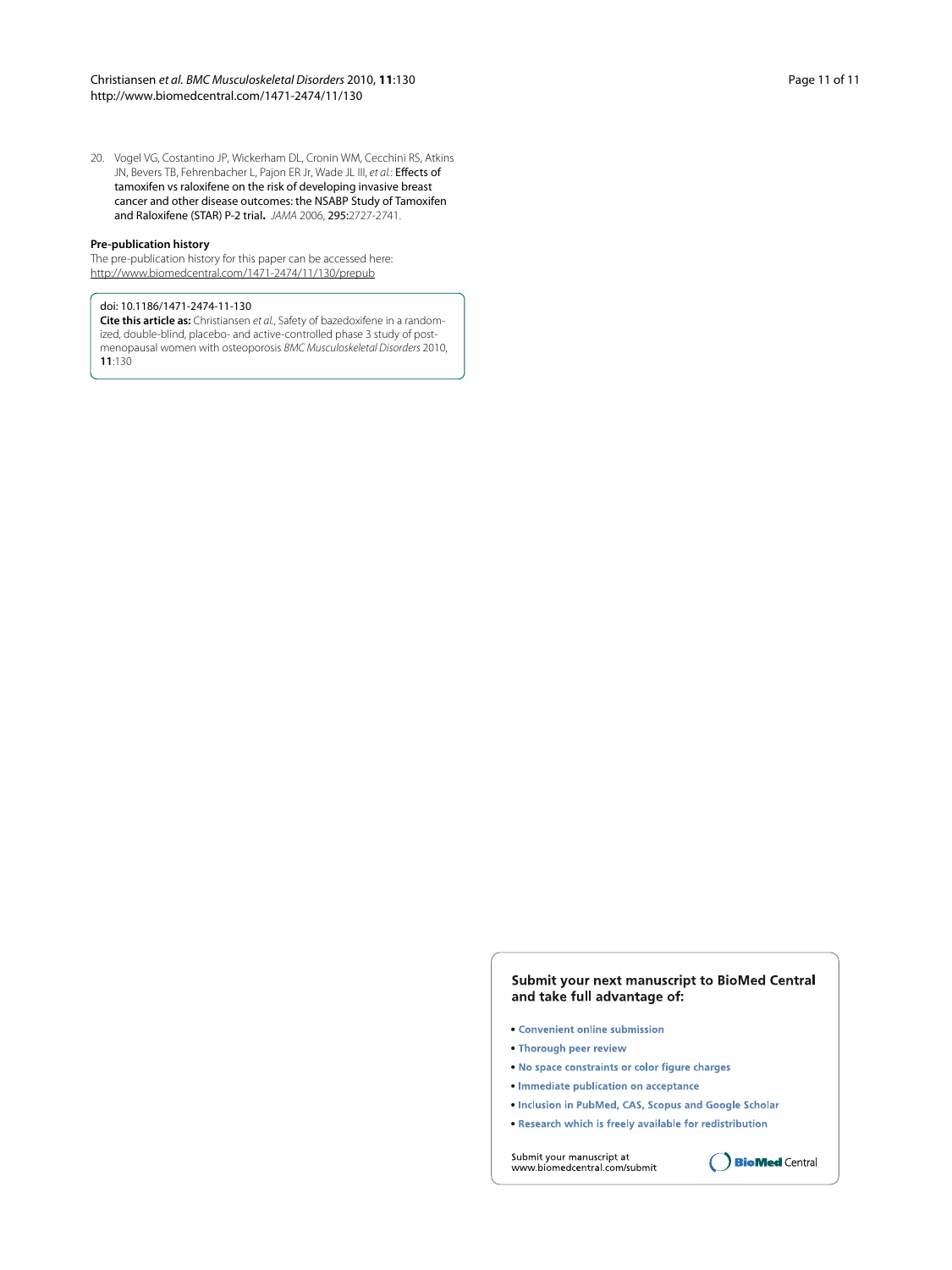20. Vogel VG, Costantino JP, Wickerham DL, Cronin WM, Cecchini RS, Atkins JN, Bevers TB, Fehrenbacher L, Pajon ER Jr, Wade JL III, *et al.*: **Effects of tamoxifen vs raloxifene on the risk of developing invasive breast cancer and other disease outcomes: the NSABP Study of Tamoxifen and Raloxifene (STAR) P-2 trial.** *JAMA* 2006, **295**:2727-2741.

**Pre-publication history**

The pre-publication history for this paper can be accessed here:
http://www.biomedcentral.com/1471-2474/11/130/prepub

doi: 10.1186/1471-2474-11-130

**Cite this article as:** Christiansen *et al.*, Safety of bazedoxifene in a randomized, double-blind, placebo- and active-controlled phase 3 study of postmenopausal women with osteoporosis *BMC Musculoskeletal Disorders* 2010, **11**:130

**Submit your next manuscript to BioMed Central and take full advantage of:**

- **Convenient online submission**
- **Thorough peer review**
- **No space constraints or color figure charges**
- **Immediate publication on acceptance**
- **Inclusion in PubMed, CAS, Scopus and Google Scholar**
- **Research which is freely available for redistribution**

Submit your manuscript at
www.biomedcentral.com/submit

BioMed Central